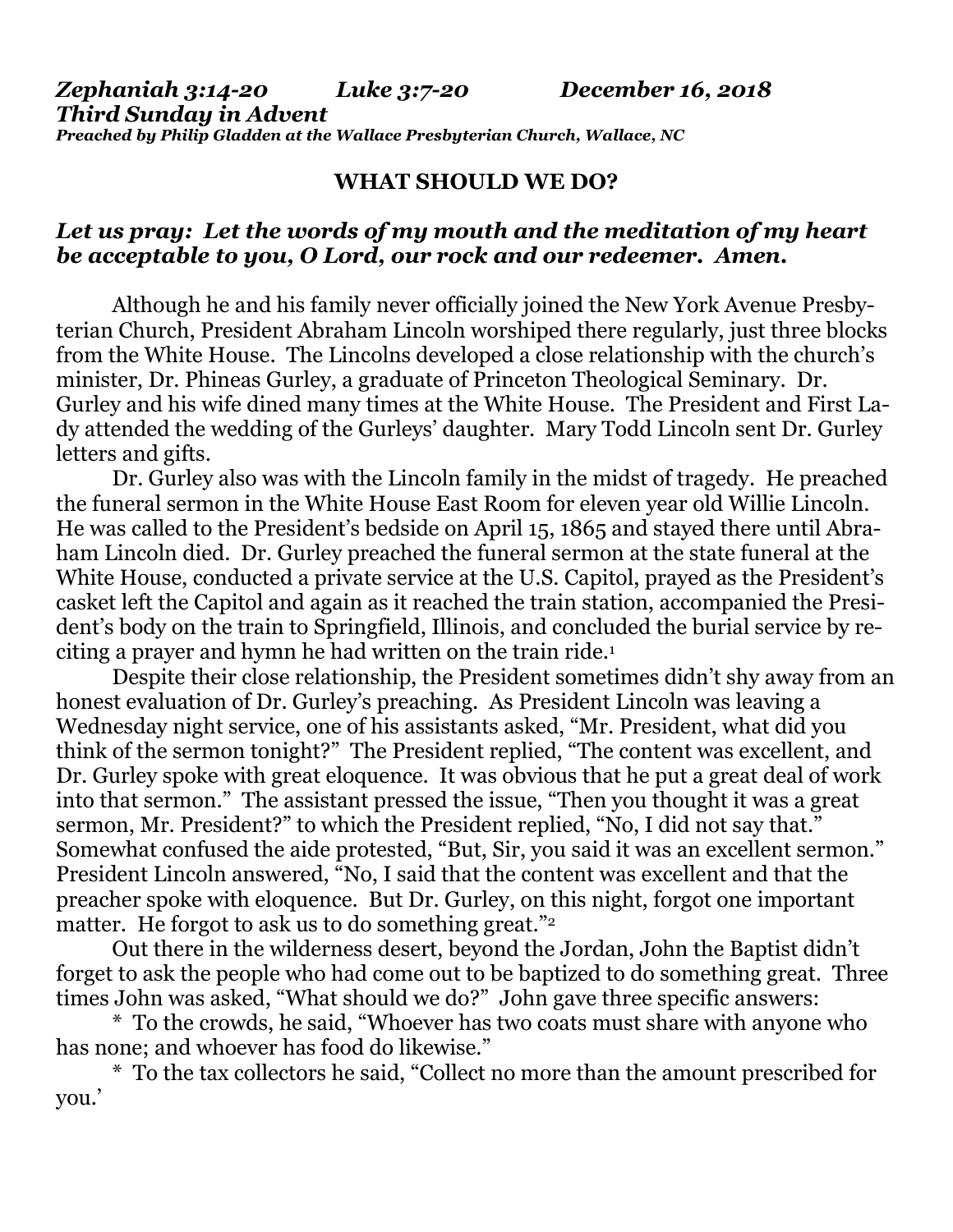***Zephaniah 3:14-20 Luke 3:7-20 December 16, 2018***
***Third Sunday in Advent***
***Preached by Philip Gladden at the Wallace Presbyterian Church, Wallace, NC***

# WHAT SHOULD WE DO?

***Let us pray: Let the words of my mouth and the meditation of my heart be acceptable to you, O Lord, our rock and our redeemer. Amen.***

Although he and his family never officially joined the New York Avenue Presbyterian Church, President Abraham Lincoln worshiped there regularly, just three blocks from the White House. The Lincolns developed a close relationship with the church's minister, Dr. Phineas Gurley, a graduate of Princeton Theological Seminary. Dr. Gurley and his wife dined many times at the White House. The President and First Lady attended the wedding of the Gurleys' daughter. Mary Todd Lincoln sent Dr. Gurley letters and gifts.

Dr. Gurley also was with the Lincoln family in the midst of tragedy. He preached the funeral sermon in the White House East Room for eleven year old Willie Lincoln. He was called to the President's bedside on April 15, 1865 and stayed there until Abraham Lincoln died. Dr. Gurley preached the funeral sermon at the state funeral at the White House, conducted a private service at the U.S. Capitol, prayed as the President's casket left the Capitol and again as it reached the train station, accompanied the President's body on the train to Springfield, Illinois, and concluded the burial service by reciting a prayer and hymn he had written on the train ride.[1]

Despite their close relationship, the President sometimes didn't shy away from an honest evaluation of Dr. Gurley's preaching. As President Lincoln was leaving a Wednesday night service, one of his assistants asked, "Mr. President, what did you think of the sermon tonight?" The President replied, "The content was excellent, and Dr. Gurley spoke with great eloquence. It was obvious that he put a great deal of work into that sermon." The assistant pressed the issue, "Then you thought it was a great sermon, Mr. President?" to which the President replied, "No, I did not say that." Somewhat confused the aide protested, "But, Sir, you said it was an excellent sermon." President Lincoln answered, "No, I said that the content was excellent and that the preacher spoke with eloquence. But Dr. Gurley, on this night, forgot one important matter. He forgot to ask us to do something great."[2]

Out there in the wilderness desert, beyond the Jordan, John the Baptist didn't forget to ask the people who had come out to be baptized to do something great. Three times John was asked, "What should we do?" John gave three specific answers:

* To the crowds, he said, "Whoever has two coats must share with anyone who has none; and whoever has food do likewise."

* To the tax collectors he said, "Collect no more than the amount prescribed for you.'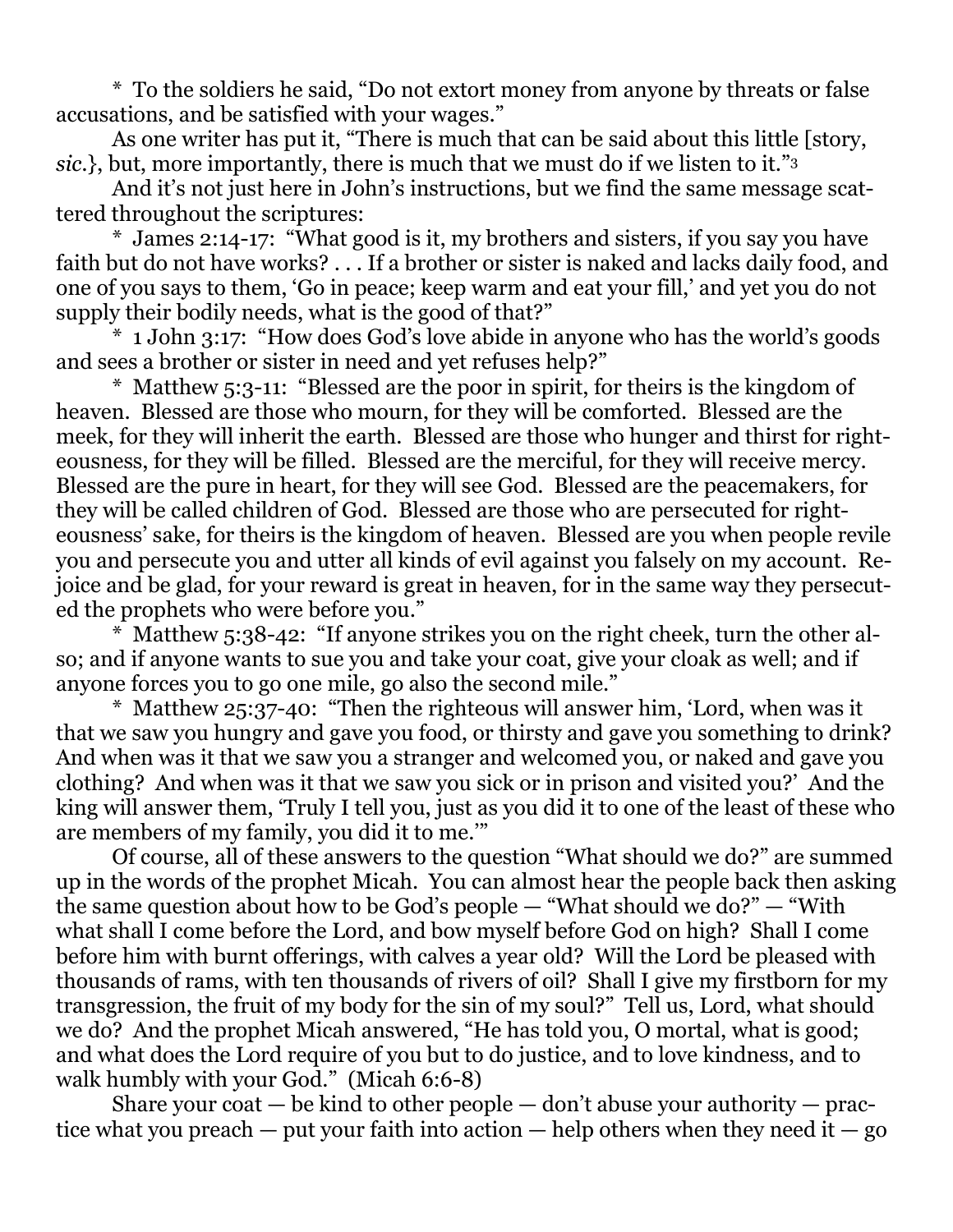* To the soldiers he said, "Do not extort money from anyone by threats or false accusations, and be satisfied with your wages."

As one writer has put it, "There is much that can be said about this little [story, *sic.*}, but, more importantly, there is much that we must do if we listen to it."[3]

And it's not just here in John's instructions, but we find the same message scattered throughout the scriptures:

* James 2:14-17: "What good is it, my brothers and sisters, if you say you have faith but do not have works? . . . If a brother or sister is naked and lacks daily food, and one of you says to them, 'Go in peace; keep warm and eat your fill,' and yet you do not supply their bodily needs, what is the good of that?"

* 1 John 3:17: "How does God's love abide in anyone who has the world's goods and sees a brother or sister in need and yet refuses help?"

* Matthew 5:3-11: "Blessed are the poor in spirit, for theirs is the kingdom of heaven. Blessed are those who mourn, for they will be comforted. Blessed are the meek, for they will inherit the earth. Blessed are those who hunger and thirst for righteousness, for they will be filled. Blessed are the merciful, for they will receive mercy. Blessed are the pure in heart, for they will see God. Blessed are the peacemakers, for they will be called children of God. Blessed are those who are persecuted for righteousness' sake, for theirs is the kingdom of heaven. Blessed are you when people revile you and persecute you and utter all kinds of evil against you falsely on my account. Rejoice and be glad, for your reward is great in heaven, for in the same way they persecuted the prophets who were before you."

* Matthew 5:38-42: "If anyone strikes you on the right cheek, turn the other also; and if anyone wants to sue you and take your coat, give your cloak as well; and if anyone forces you to go one mile, go also the second mile."

* Matthew 25:37-40: "Then the righteous will answer him, 'Lord, when was it that we saw you hungry and gave you food, or thirsty and gave you something to drink? And when was it that we saw you a stranger and welcomed you, or naked and gave you clothing? And when was it that we saw you sick or in prison and visited you?' And the king will answer them, 'Truly I tell you, just as you did it to one of the least of these who are members of my family, you did it to me.'"

Of course, all of these answers to the question "What should we do?" are summed up in the words of the prophet Micah. You can almost hear the people back then asking the same question about how to be God's people — "What should we do?" — "With what shall I come before the Lord, and bow myself before God on high? Shall I come before him with burnt offerings, with calves a year old? Will the Lord be pleased with thousands of rams, with ten thousands of rivers of oil? Shall I give my firstborn for my transgression, the fruit of my body for the sin of my soul?" Tell us, Lord, what should we do? And the prophet Micah answered, "He has told you, O mortal, what is good; and what does the Lord require of you but to do justice, and to love kindness, and to walk humbly with your God." (Micah 6:6-8)

Share your coat — be kind to other people — don't abuse your authority — practice what you preach — put your faith into action — help others when they need it — go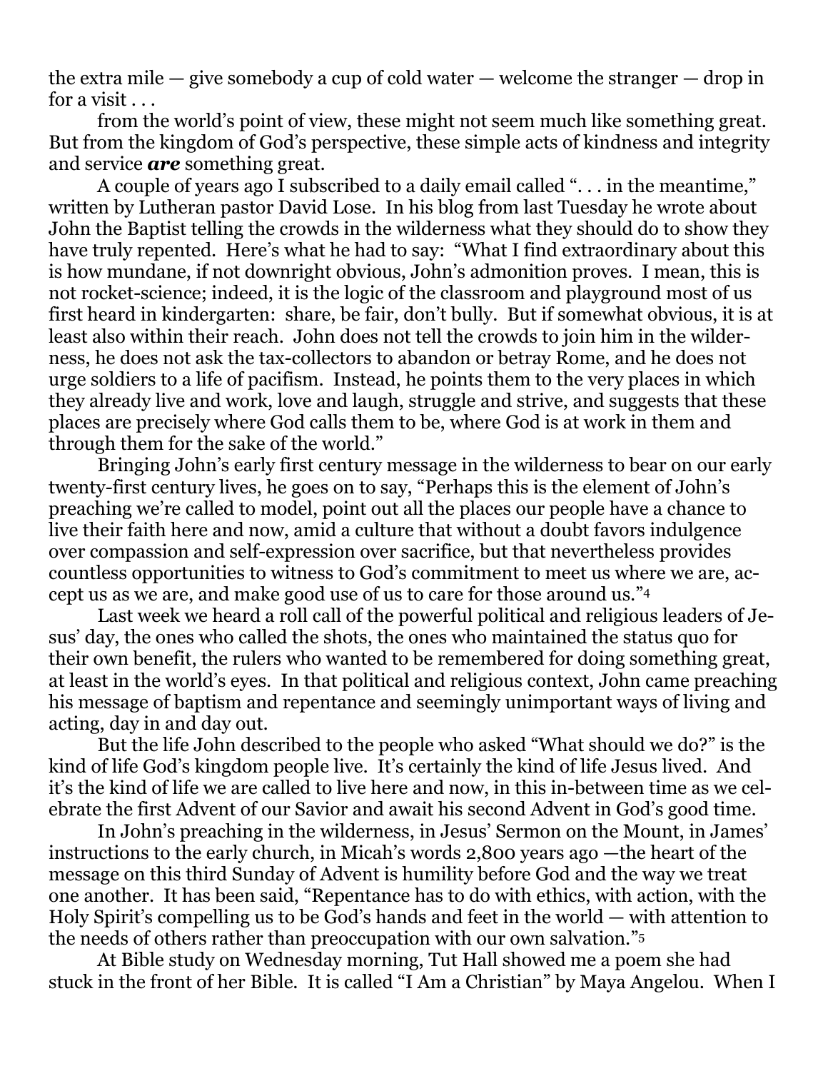the extra mile — give somebody a cup of cold water — welcome the stranger — drop in for a visit . . .

from the world's point of view, these might not seem much like something great. But from the kingdom of God's perspective, these simple acts of kindness and integrity and service ***are*** something great.

A couple of years ago I subscribed to a daily email called ". . . in the meantime," written by Lutheran pastor David Lose. In his blog from last Tuesday he wrote about John the Baptist telling the crowds in the wilderness what they should do to show they have truly repented. Here's what he had to say: "What I find extraordinary about this is how mundane, if not downright obvious, John's admonition proves. I mean, this is not rocket-science; indeed, it is the logic of the classroom and playground most of us first heard in kindergarten: share, be fair, don't bully. But if somewhat obvious, it is at least also within their reach. John does not tell the crowds to join him in the wilderness, he does not ask the tax-collectors to abandon or betray Rome, and he does not urge soldiers to a life of pacifism. Instead, he points them to the very places in which they already live and work, love and laugh, struggle and strive, and suggests that these places are precisely where God calls them to be, where God is at work in them and through them for the sake of the world."

Bringing John's early first century message in the wilderness to bear on our early twenty-first century lives, he goes on to say, "Perhaps this is the element of John's preaching we're called to model, point out all the places our people have a chance to live their faith here and now, amid a culture that without a doubt favors indulgence over compassion and self-expression over sacrifice, but that nevertheless provides countless opportunities to witness to God's commitment to meet us where we are, accept us as we are, and make good use of us to care for those around us."[4]

Last week we heard a roll call of the powerful political and religious leaders of Jesus' day, the ones who called the shots, the ones who maintained the status quo for their own benefit, the rulers who wanted to be remembered for doing something great, at least in the world's eyes. In that political and religious context, John came preaching his message of baptism and repentance and seemingly unimportant ways of living and acting, day in and day out.

But the life John described to the people who asked "What should we do?" is the kind of life God's kingdom people live. It's certainly the kind of life Jesus lived. And it's the kind of life we are called to live here and now, in this in-between time as we celebrate the first Advent of our Savior and await his second Advent in God's good time.

In John's preaching in the wilderness, in Jesus' Sermon on the Mount, in James' instructions to the early church, in Micah's words 2,800 years ago —the heart of the message on this third Sunday of Advent is humility before God and the way we treat one another. It has been said, "Repentance has to do with ethics, with action, with the Holy Spirit's compelling us to be God's hands and feet in the world — with attention to the needs of others rather than preoccupation with our own salvation."[5]

At Bible study on Wednesday morning, Tut Hall showed me a poem she had stuck in the front of her Bible. It is called "I Am a Christian" by Maya Angelou. When I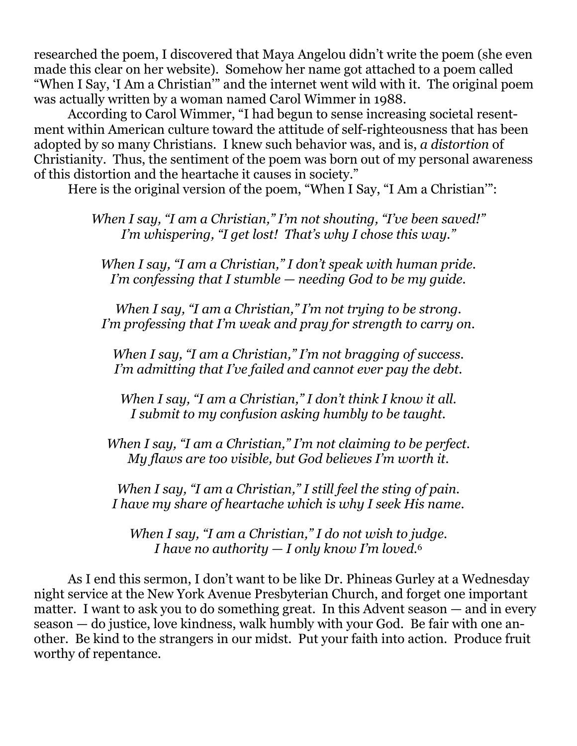researched the poem, I discovered that Maya Angelou didn't write the poem (she even made this clear on her website). Somehow her name got attached to a poem called "When I Say, 'I Am a Christian'" and the internet went wild with it. The original poem was actually written by a woman named Carol Wimmer in 1988.

According to Carol Wimmer, "I had begun to sense increasing societal resentment within American culture toward the attitude of self-righteousness that has been adopted by so many Christians. I knew such behavior was, and is, *a distortion* of Christianity. Thus, the sentiment of the poem was born out of my personal awareness of this distortion and the heartache it causes in society."

Here is the original version of the poem, "When I Say, "I Am a Christian'":

*When I say, "I am a Christian," I'm not shouting, "I've been saved!"*
*I'm whispering, "I get lost! That's why I chose this way."*

*When I say, "I am a Christian," I don't speak with human pride.*
*I'm confessing that I stumble — needing God to be my guide.*

*When I say, "I am a Christian," I'm not trying to be strong.*
*I'm professing that I'm weak and pray for strength to carry on.*

*When I say, "I am a Christian," I'm not bragging of success.*
*I'm admitting that I've failed and cannot ever pay the debt.*

*When I say, "I am a Christian," I don't think I know it all.*
*I submit to my confusion asking humbly to be taught.*

*When I say, "I am a Christian," I'm not claiming to be perfect.*
*My flaws are too visible, but God believes I'm worth it.*

*When I say, "I am a Christian," I still feel the sting of pain.*
*I have my share of heartache which is why I seek His name.*

*When I say, "I am a Christian," I do not wish to judge.*
*I have no authority — I only know I'm loved.*[6]

As I end this sermon, I don't want to be like Dr. Phineas Gurley at a Wednesday night service at the New York Avenue Presbyterian Church, and forget one important matter. I want to ask you to do something great. In this Advent season — and in every season — do justice, love kindness, walk humbly with your God. Be fair with one another. Be kind to the strangers in our midst. Put your faith into action. Produce fruit worthy of repentance.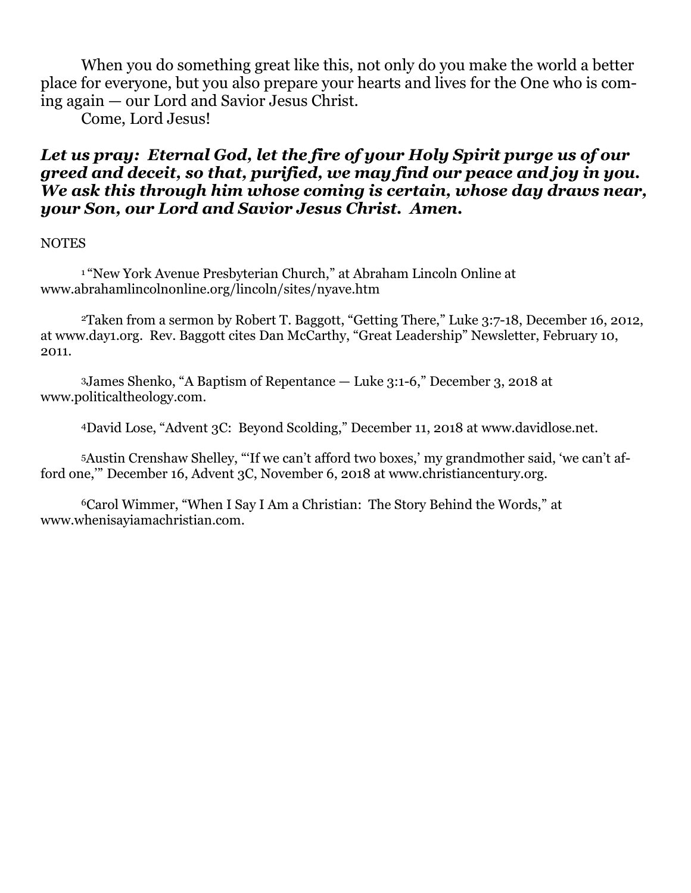When you do something great like this, not only do you make the world a better place for everyone, but you also prepare your hearts and lives for the One who is coming again — our Lord and Savior Jesus Christ.

Come, Lord Jesus!

***Let us pray: Eternal God, let the fire of your Holy Spirit purge us of our greed and deceit, so that, purified, we may find our peace and joy in you. We ask this through him whose coming is certain, whose day draws near, your Son, our Lord and Savior Jesus Christ. Amen.***

NOTES

[1] "New York Avenue Presbyterian Church," at Abraham Lincoln Online at www.abrahamlincolnonline.org/lincoln/sites/nyave.htm

[2] Taken from a sermon by Robert T. Baggott, "Getting There," Luke 3:7-18, December 16, 2012, at www.day1.org. Rev. Baggott cites Dan McCarthy, "Great Leadership" Newsletter, February 10, 2011.

[3] James Shenko, "A Baptism of Repentance — Luke 3:1-6," December 3, 2018 at www.politicaltheology.com.

[4] David Lose, "Advent 3C: Beyond Scolding," December 11, 2018 at www.davidlose.net.

[5] Austin Crenshaw Shelley, "'If we can't afford two boxes,' my grandmother said, 'we can't afford one,'" December 16, Advent 3C, November 6, 2018 at www.christiancentury.org.

[6] Carol Wimmer, "When I Say I Am a Christian: The Story Behind the Words," at www.whenisayiamachristian.com.